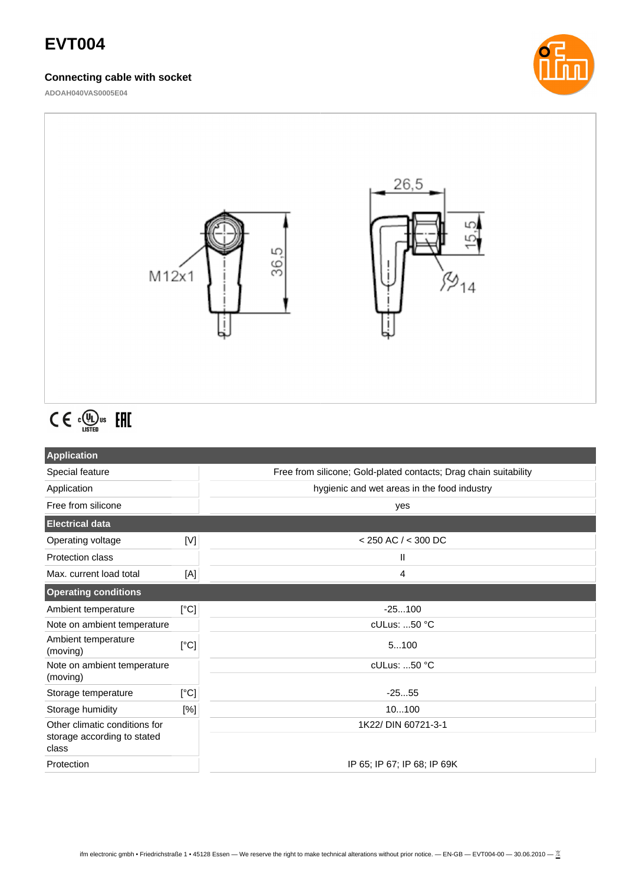# EVT004

### Connecting cable with socket

ADOAH040VAS0005E04

| Application | | |
|---|---|---|
| Special feature | | Free from silicone; Gold-plated contacts; Drag chain suitability |
| Application | | hygienic and wet areas in the food industry |
| Free from silicone | | yes |
| **Electrical data** | | |
| Operating voltage | [V] | < 250 AC / < 300 DC |
| Protection class | | II |
| Max. current load total | [A] | 4 |
| **Operating conditions** | | |
| Ambient temperature | [°C] | -25...100 |
| Note on ambient temperature | | cULus: ...50 °C |
| Ambient temperature (moving) | [°C] | 5...100 |
| Note on ambient temperature (moving) | | cULus: ...50 °C |
| Storage temperature | [°C] | -25...55 |
| Storage humidity | [%] | 10...100 |
| Other climatic conditions for storage according to stated class | | 1K22/ DIN 60721-3-1 |
| Protection | | IP 65; IP 67; IP 68; IP 69K |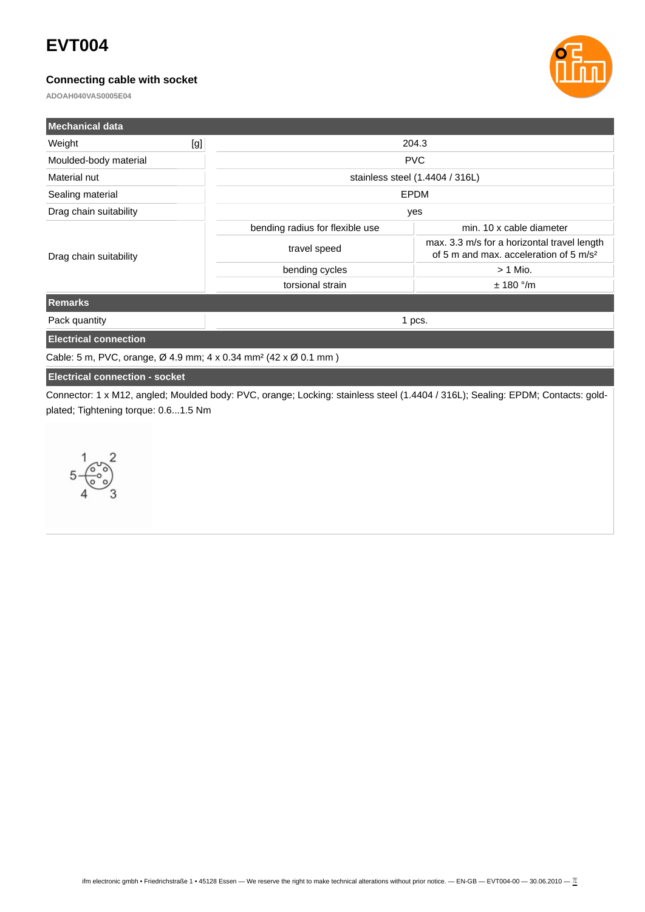# EVT004

### Connecting cable with socket

**ADOAH040VAS0005E04**

| Mechanical data | | |
|---|---|---|
| Weight [g] | 204.3 | |
| Moulded-body material | PVC | |
| Material nut | stainless steel (1.4404 / 316L) | |
| Sealing material | EPDM | |
| Drag chain suitability | yes | |
| Drag chain suitability | bending radius for flexible use | min. 10 x cable diameter |
| | travel speed | max. 3.3 m/s for a horizontal travel length of 5 m and max. acceleration of 5 m/s² |
| | bending cycles | > 1 Mio. |
| | torsional strain | ± 180 °/m |

| Remarks | |
|---|---|
| Pack quantity | 1 pcs. |

**Electrical connection**

Cable: 5 m, PVC, orange, Ø 4.9 mm; 4 x 0.34 mm² (42 x Ø 0.1 mm )

**Electrical connection - socket**

Connector: 1 x M12, angled; Moulded body: PVC, orange; Locking: stainless steel (1.4404 / 316L); Sealing: EPDM; Contacts: gold-plated; Tightening torque: 0.6...1.5 Nm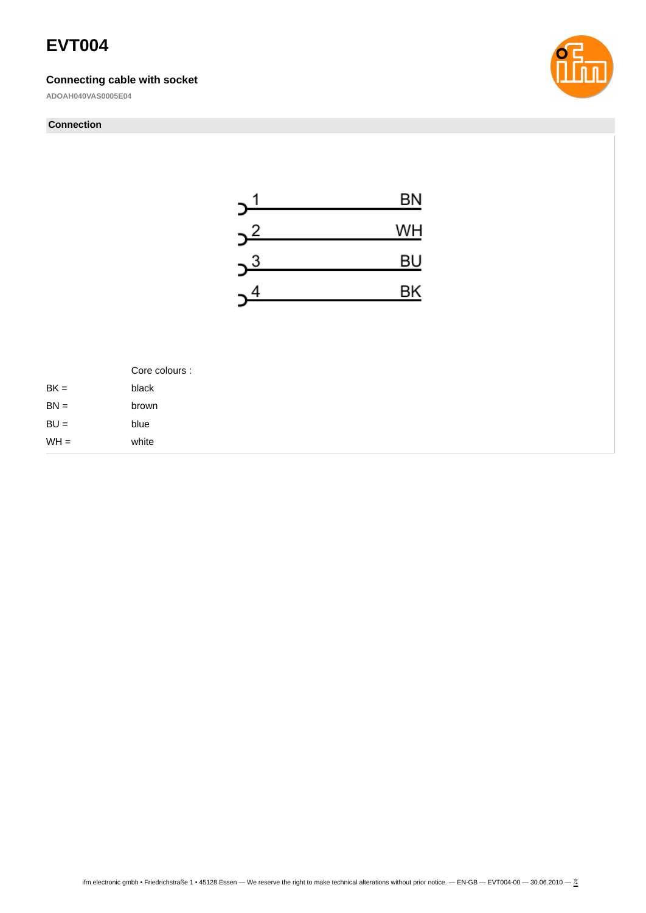# EVT004

### Connecting cable with socket

**ADOAH040VAS0005E04**

## Connection

1 BN

2 WH

3 BU

4 BK

| | Core colours : |
|---|---|
| BK = | black |
| BN = | brown |
| BU = | blue |
| WH = | white |